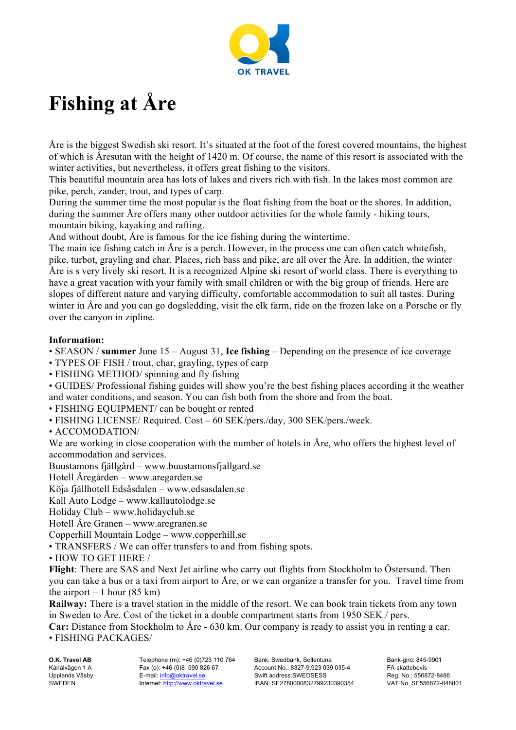OK TRAVEL

# Fishing at Åre

Åre is the biggest Swedish ski resort. It's situated at the foot of the forest covered mountains, the highest of which is Åresutan with the height of 1420 m. Of course, the name of this resort is associated with the winter activities, but nevertheless, it offers great fishing to the visitors.
This beautiful mountain area has lots of lakes and rivers rich with fish. In the lakes most common are pike, perch, zander, trout, and types of carp.
During the summer time the most popular is the float fishing from the boat or the shores. In addition, during the summer Åre offers many other outdoor activities for the whole family - hiking tours, mountain biking, kayaking and rafting.
And without doubt, Åre is famous for the ice fishing during the wintertime.
The main ice fishing catch in Åre is a perch. However, in the process one can often catch whitefish, pike, turbot, grayling and char. Places, rich bass and pike, are all over the Åre. In addition, the winter Åre is s very lively ski resort. It is a recognized Alpine ski resort of world class. There is everything to have a great vacation with your family with small children or with the big group of friends. Here are slopes of different nature and varying difficulty, comfortable accommodation to suit all tastes. During winter in Åre and you can go dogsledding, visit the elk farm, ride on the frozen lake on a Porsche or fly over the canyon in zipline.

**Information:**

- SEASON / **summer** June 15 – August 31, **Ice fishing** – Depending on the presence of ice coverage
- TYPES OF FISH / trout, char, grayling, types of carp
- FISHING METHOD/ spinning and fly fishing
- GUIDES/ Professional fishing guides will show you're the best fishing places according it the weather and water conditions, and season. You can fish both from the shore and from the boat.
- FISHING EQUIPMENT/ can be bought or rented
- FISHING LICENSE/ Required. Cost – 60 SEK/pers./day, 300 SEK/pers./week.
- ACCOMODATION/

We are working in close cooperation with the number of hotels in Åre, who offers the highest level of accommodation and services.
Buustamons fjällgård – www.buustamonsfjallgard.se
Hotell Åregården – www.aregarden.se
Köja fjällhotell Edsåsdalen – www.edsasdalen.se
Kall Auto Lodge – www.kallautolodge.se
Holiday Club – www.holidayclub.se
Hotell Åre Granen – www.aregranen.se
Copperhill Mountain Lodge – www.copperhill.se

- TRANSFERS / We can offer transfers to and from fishing spots.
- HOW TO GET HERE /

**Flight**: There are SAS and Next Jet airline who carry out flights from Stockholm to Östersund. Then you can take a bus or a taxi from airport to Åre, or we can organize a transfer for you. Travel time from the airport – 1 hour (85 km)
**Railway:** There is a travel station in the middle of the resort. We can book train tickets from any town in Sweden to Åre. Cost of the ticket in a double compartment starts from 1950 SEK / pers.
**Car:** Distance from Stockholm to Åre - 630 km. Our company is ready to assist you in renting a car.

- FISHING PACKAGES/

**O.K. Travel AB**
Kanalvägen 1 A
Upplands Väsby
SWEDEN

Telephone (m): +46 (0)723 110 764
Fax (o): +46 (0)8 590 826 67
E-mail: info@oktravel.se
Internet: http://www.oktravel.se

Bank: Swedbank, Sollentuna
Account No.: 8327-9,923 039 035-4
Swift address:SWEDSESS
IBAN: SE2780000832799230390354

Bank-giro: 845-9901
FA-skattebevis
Reg. No.: 556872-8488
VAT No. SE556872-848801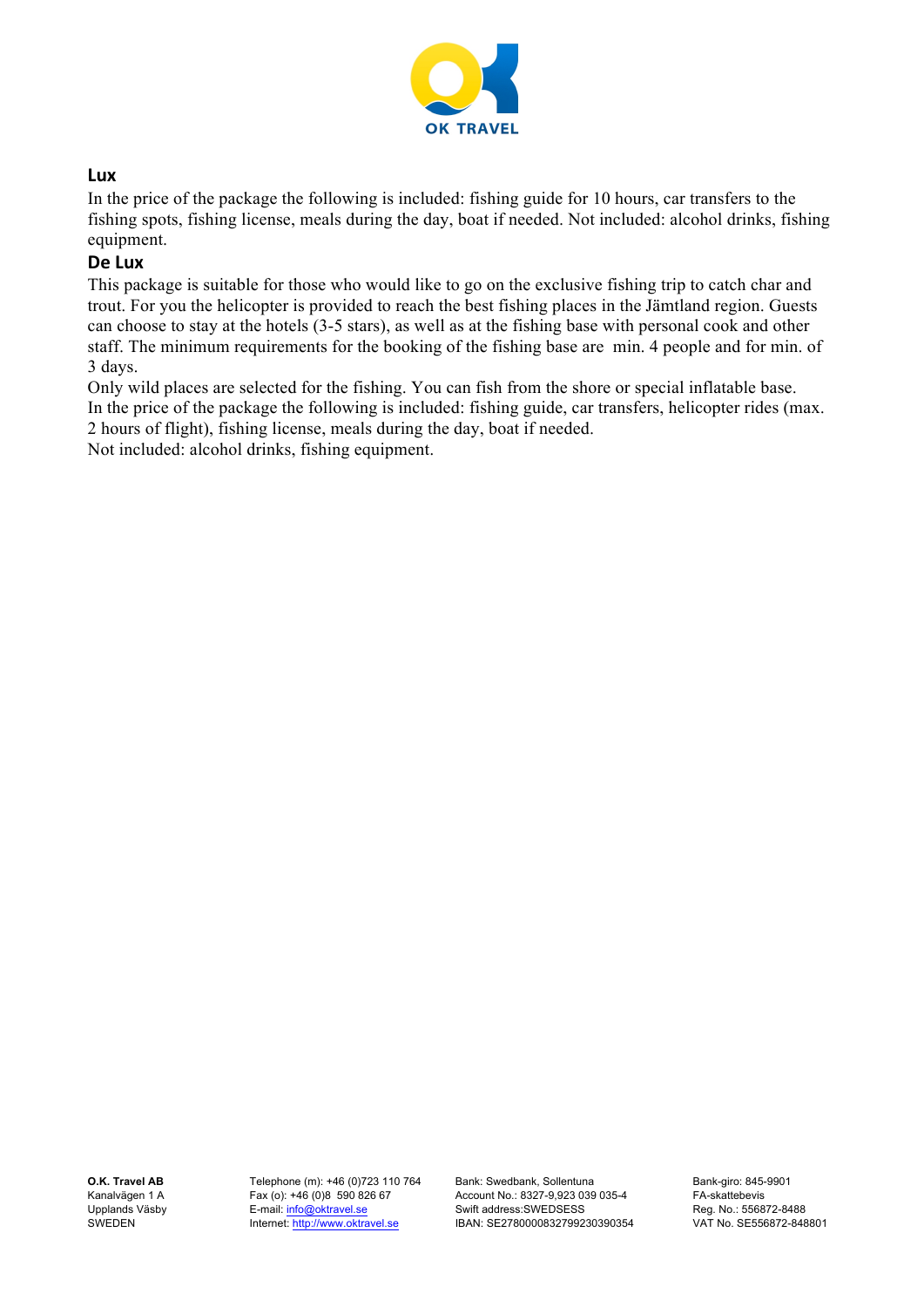## Lux

In the price of the package the following is included: fishing guide for 10 hours, car transfers to the fishing spots, fishing license, meals during the day, boat if needed. Not included: alcohol drinks, fishing equipment.

## De Lux

This package is suitable for those who would like to go on the exclusive fishing trip to catch char and trout. For you the helicopter is provided to reach the best fishing places in the Jämtland region. Guests can choose to stay at the hotels (3-5 stars), as well as at the fishing base with personal cook and other staff. The minimum requirements for the booking of the fishing base are min. 4 people and for min. of 3 days.

Only wild places are selected for the fishing. You can fish from the shore or special inflatable base.

In the price of the package the following is included: fishing guide, car transfers, helicopter rides (max. 2 hours of flight), fishing license, meals during the day, boat if needed.

Not included: alcohol drinks, fishing equipment.